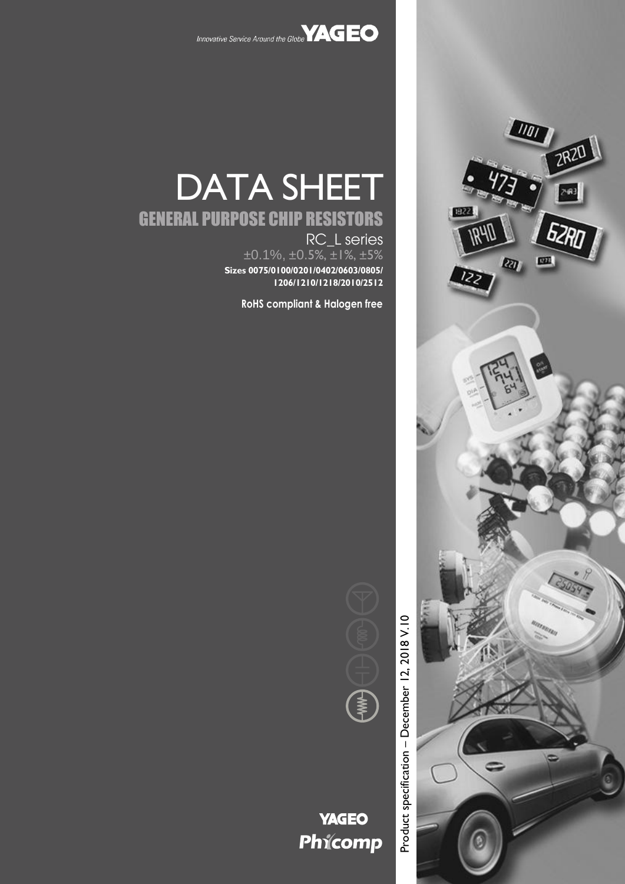Innovative Service Around the Globe **YAGEO**

# DATA SHEET

## GENERAL PURPOSE CHIP RESISTORS

RC_L series

±0.1%, ±0.5%, ±1%, ±5%

**Sizes 0075/0100/0201/0402/0603/0805/1206/1210/1218/2010/2512**

**RoHS compliant & Halogen free**

Product specification – December 12, 2018 V.10

**YAGEO**
**Phycomp**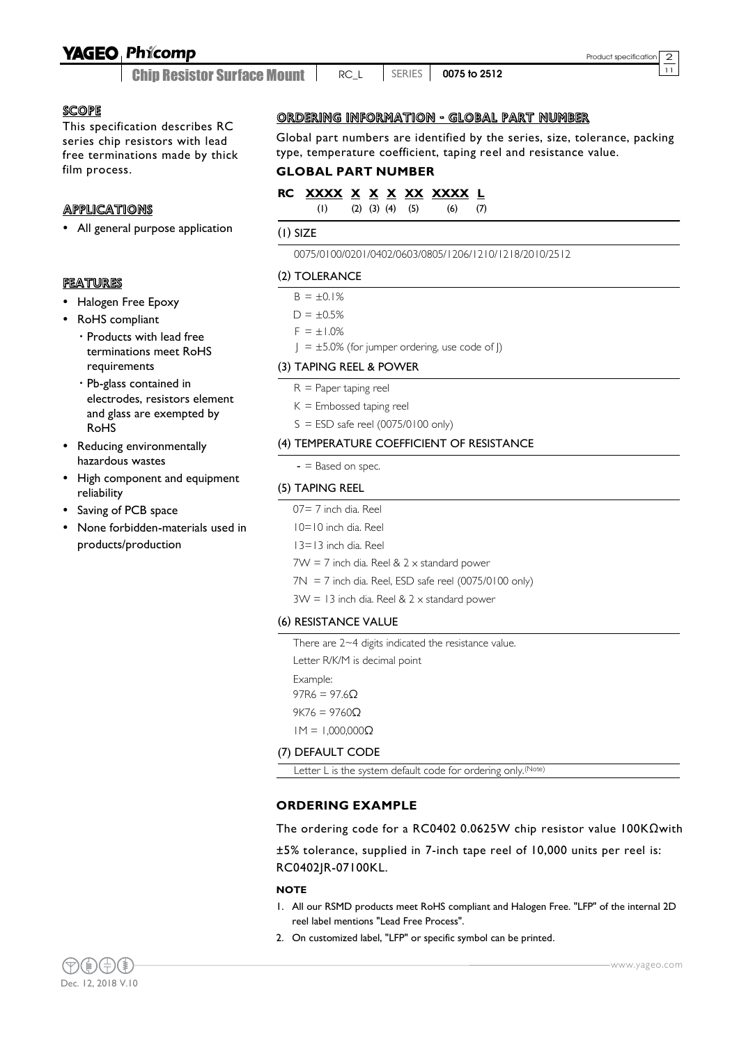## SCOPE

This specification describes RC series chip resistors with lead free terminations made by thick film process.

## APPLICATIONS

- All general purpose application

## FEATURES

- Halogen Free Epoxy
- RoHS compliant
  - Products with lead free terminations meet RoHS requirements
  - Pb-glass contained in electrodes, resistors element and glass are exempted by RoHS
- Reducing environmentally hazardous wastes
- High component and equipment reliability
- Saving of PCB space
- None forbidden-materials used in products/production

## ORDERING INFORMATION - GLOBAL PART NUMBER

Global part numbers are identified by the series, size, tolerance, packing type, temperature coefficient, taping reel and resistance value.

### GLOBAL PART NUMBER

**RC XXXX X X X XX XXXX L**
(1) (2) (3) (4) (5) (6) (7)

#### (1) SIZE

0075/0100/0201/0402/0603/0805/1206/1210/1218/2010/2512

#### (2) TOLERANCE

B = ±0.1%
D = ±0.5%
F = ±1.0%
J = ±5.0% (for jumper ordering, use code of J)

#### (3) TAPING REEL & POWER

R = Paper taping reel
K = Embossed taping reel
S = ESD safe reel (0075/0100 only)

#### (4) TEMPERATURE COEFFICIENT OF RESISTANCE

- = Based on spec.

#### (5) TAPING REEL

07= 7 inch dia. Reel
10=10 inch dia. Reel
13=13 inch dia. Reel
7W = 7 inch dia. Reel & 2 x standard power
7N = 7 inch dia. Reel, ESD safe reel (0075/0100 only)
3W = 13 inch dia. Reel & 2 x standard power

#### (6) RESISTANCE VALUE

There are 2~4 digits indicated the resistance value.
Letter R/K/M is decimal point
Example:
97R6 = 97.6Ω
9K76 = 9760Ω
1M = 1,000,000Ω

#### (7) DEFAULT CODE

Letter L is the system default code for ordering only.(Note)

### ORDERING EXAMPLE

The ordering code for a RC0402 0.0625W chip resistor value 100KΩwith ±5% tolerance, supplied in 7-inch tape reel of 10,000 units per reel is: RC0402JR-07100KL.

#### NOTE

1. All our RSMD products meet RoHS compliant and Halogen Free. "LFP" of the internal 2D reel label mentions "Lead Free Process".
2. On customized label, "LFP" or specific symbol can be printed.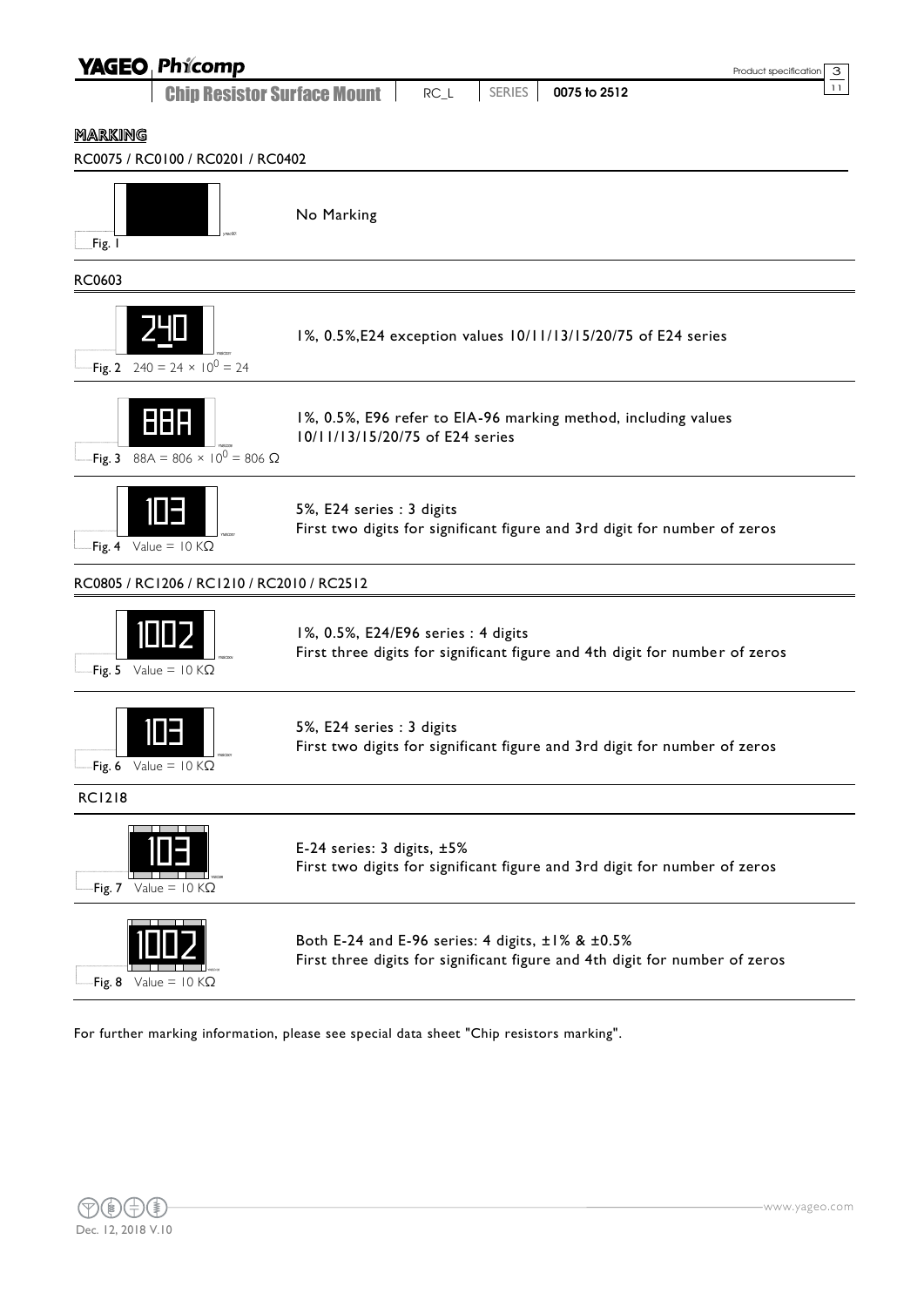## MARKING

### RC0075 / RC0100 / RC0201 / RC0402

| Figure | Description |
|---|---|
| Fig. 1 | No Marking |

### RC0603

| Figure | Description |
|---|---|
| 240<br>Fig. 2 $240 = 24 \times 10^0 = 24$ | 1%, 0.5%,E24 exception values 10/11/13/15/20/75 of E24 series |
| 88A<br>Fig. 3 $88A = 806 \times 10^0 = 806\ \Omega$ | 1%, 0.5%, E96 refer to EIA-96 marking method, including values 10/11/13/15/20/75 of E24 series |
| 103<br>Fig. 4 Value = 10 KΩ | 5%, E24 series : 3 digits<br>First two digits for significant figure and 3rd digit for number of zeros |

### RC0805 / RC1206 / RC1210 / RC2010 / RC2512

| Figure | Description |
|---|---|
| 1002<br>Fig. 5 Value = 10 KΩ | 1%, 0.5%, E24/E96 series : 4 digits<br>First three digits for significant figure and 4th digit for number of zeros |
| 103<br>Fig. 6 Value = 10 KΩ | 5%, E24 series : 3 digits<br>First two digits for significant figure and 3rd digit for number of zeros |

### RC1218

| Figure | Description |
|---|---|
| 103<br>Fig. 7 Value = 10 KΩ | E-24 series: 3 digits, ±5%<br>First two digits for significant figure and 3rd digit for number of zeros |
| 1002<br>Fig. 8 Value = 10 KΩ | Both E-24 and E-96 series: 4 digits, ±1% & ±0.5%<br>First three digits for significant figure and 4th digit for number of zeros |

For further marking information, please see special data sheet "Chip resistors marking".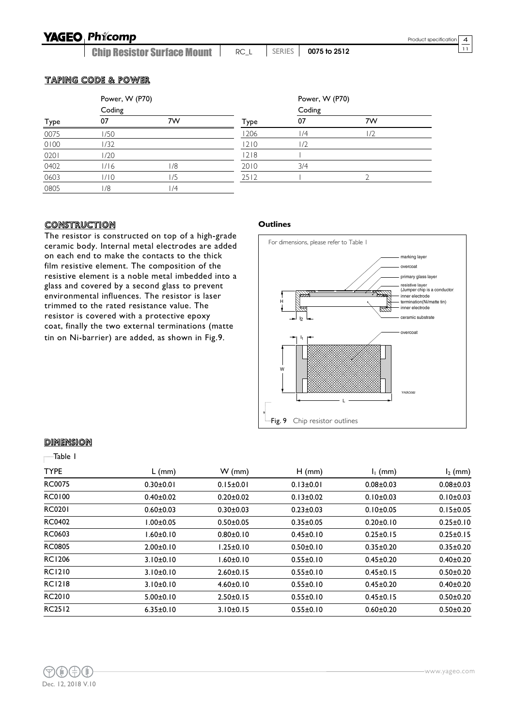## TAPING CODE & POWER

| Type | Power, W (P70) Coding 07 | 7W | Type | Power, W (P70) Coding 07 | 7W |
|---|---|---|---|---|---|
| 0075 | 1/50 | | 1206 | 1/4 | 1/2 |
| 0100 | 1/32 | | 1210 | 1/2 | |
| 0201 | 1/20 | | 1218 | 1 | |
| 0402 | 1/16 | 1/8 | 2010 | 3/4 | |
| 0603 | 1/10 | 1/5 | 2512 | 1 | 2 |
| 0805 | 1/8 | 1/4 | | | |

## CONSTRUCTION

The resistor is constructed on top of a high-grade ceramic body. Internal metal electrodes are added on each end to make the contacts to the thick film resistive element. The composition of the resistive element is a noble metal imbedded into a glass and covered by a second glass to prevent environmental influences. The resistor is laser trimmed to the rated resistance value. The resistor is covered with a protective epoxy coat, finally the two external terminations (matte tin on Ni-barrier) are added, as shown in Fig.9.

**Outlines**

For dimensions, please refer to Table 1

marking layer
overcoat
primary glass layer
resistive layer (Jumper chip is a conductor)
inner electrode
termination(Ni/matte tin)
inner electrode
ceramic substrate
overcoat

Fig. 9 Chip resistor outlines

## DIMENSION

Table 1

| TYPE | L (mm) | W (mm) | H (mm) | $l_1$ (mm) | $l_2$ (mm) |
|---|---|---|---|---|---|
| RC0075 | 0.30±0.01 | 0.15±0.01 | 0.13±0.01 | 0.08±0.03 | 0.08±0.03 |
| RC0100 | 0.40±0.02 | 0.20±0.02 | 0.13±0.02 | 0.10±0.03 | 0.10±0.03 |
| RC0201 | 0.60±0.03 | 0.30±0.03 | 0.23±0.03 | 0.10±0.05 | 0.15±0.05 |
| RC0402 | 1.00±0.05 | 0.50±0.05 | 0.35±0.05 | 0.20±0.10 | 0.25±0.10 |
| RC0603 | 1.60±0.10 | 0.80±0.10 | 0.45±0.10 | 0.25±0.15 | 0.25±0.15 |
| RC0805 | 2.00±0.10 | 1.25±0.10 | 0.50±0.10 | 0.35±0.20 | 0.35±0.20 |
| RC1206 | 3.10±0.10 | 1.60±0.10 | 0.55±0.10 | 0.45±0.20 | 0.40±0.20 |
| RC1210 | 3.10±0.10 | 2.60±0.15 | 0.55±0.10 | 0.45±0.15 | 0.50±0.20 |
| RC1218 | 3.10±0.10 | 4.60±0.10 | 0.55±0.10 | 0.45±0.20 | 0.40±0.20 |
| RC2010 | 5.00±0.10 | 2.50±0.15 | 0.55±0.10 | 0.45±0.15 | 0.50±0.20 |
| RC2512 | 6.35±0.10 | 3.10±0.15 | 0.55±0.10 | 0.60±0.20 | 0.50±0.20 |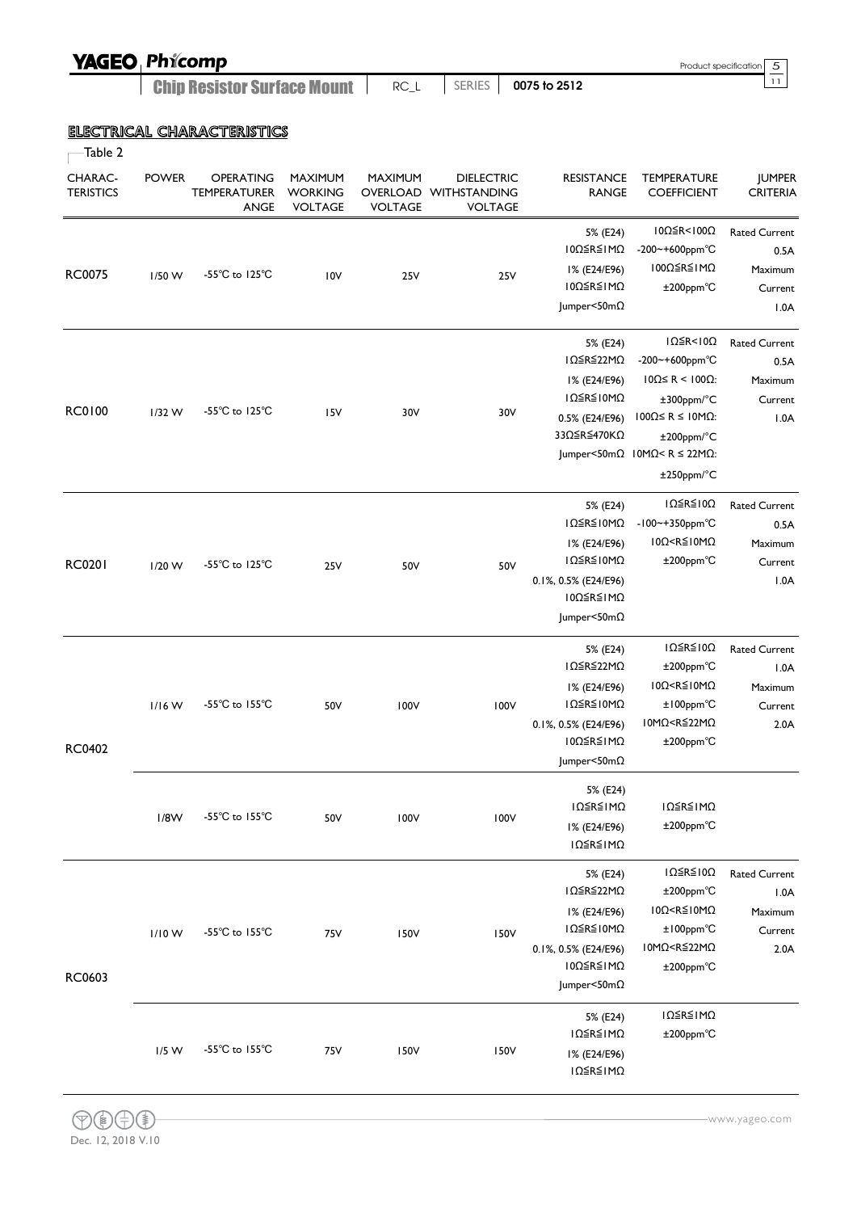## ELECTRICAL CHARACTERISTICS

Table 2

| CHARAC-TERISTICS | POWER | OPERATING TEMPERATURE RANGE | MAXIMUM WORKING VOLTAGE | MAXIMUM OVERLOAD VOLTAGE | DIELECTRIC WITHSTANDING VOLTAGE | RESISTANCE RANGE | TEMPERATURE COEFFICIENT | JUMPER CRITERIA |
|---|---|---|---|---|---|---|---|---|
| RC0075 | 1/50 W | -55℃ to 125℃ | 10V | 25V | 25V | 5% (E24) 10Ω≦R≦1MΩ<br>1% (E24/E96) 10Ω≦R≦1MΩ<br>Jumper<50mΩ | 10Ω≦R<100Ω -200~+600ppm℃<br>100Ω≦R≦1MΩ ±200ppm℃ | Rated Current 0.5A<br>Maximum Current 1.0A |
| RC0100 | 1/32 W | -55℃ to 125℃ | 15V | 30V | 30V | 5% (E24) 1Ω≦R≦22MΩ<br>1% (E24/E96) 1Ω≦R≦10MΩ<br>0.5% (E24/E96) 33Ω≦R≦470KΩ<br>Jumper<50mΩ | 1Ω≦R<10Ω -200~+600ppm℃<br>10Ω≤ R < 100Ω: ±300ppm/°C<br>100Ω≤ R ≤ 10MΩ: ±200ppm/°C<br>10MΩ< R ≤ 22MΩ: ±250ppm/°C | Rated Current 0.5A<br>Maximum Current 1.0A |
| RC0201 | 1/20 W | -55℃ to 125℃ | 25V | 50V | 50V | 5% (E24) 1Ω≦R≦10MΩ<br>1% (E24/E96) 1Ω≦R≦10MΩ<br>0.1%, 0.5% (E24/E96) 10Ω≦R≦1MΩ<br>Jumper<50mΩ | 1Ω≦R≦10Ω -100~+350ppm℃<br>10Ω<R≦10MΩ ±200ppm℃ | Rated Current 0.5A<br>Maximum Current 1.0A |
| RC0402 | 1/16 W | -55℃ to 155℃ | 50V | 100V | 100V | 5% (E24) 1Ω≦R≦22MΩ<br>1% (E24/E96) 1Ω≦R≦10MΩ<br>0.1%, 0.5% (E24/E96) 10Ω≦R≦1MΩ<br>Jumper<50mΩ | 1Ω≦R≦10Ω ±200ppm℃<br>10Ω<R≦10MΩ ±100ppm℃<br>10MΩ<R≦22MΩ ±200ppm℃ | Rated Current 1.0A<br>Maximum Current 2.0A |
| | 1/8W | -55℃ to 155℃ | 50V | 100V | 100V | 5% (E24) 1Ω≦R≦1MΩ<br>1% (E24/E96) 1Ω≦R≦1MΩ | 1Ω≦R≦1MΩ ±200ppm℃ | |
| RC0603 | 1/10 W | -55℃ to 155℃ | 75V | 150V | 150V | 5% (E24) 1Ω≦R≦22MΩ<br>1% (E24/E96) 1Ω≦R≦10MΩ<br>0.1%, 0.5% (E24/E96) 10Ω≦R≦1MΩ<br>Jumper<50mΩ | 1Ω≦R≦10Ω ±200ppm℃<br>10Ω<R≦10MΩ ±100ppm℃<br>10MΩ<R≦22MΩ ±200ppm℃ | Rated Current 1.0A<br>Maximum Current 2.0A |
| | 1/5 W | -55℃ to 155℃ | 75V | 150V | 150V | 5% (E24) 1Ω≦R≦1MΩ<br>1% (E24/E96) 1Ω≦R≦1MΩ | 1Ω≦R≦1MΩ ±200ppm℃ | |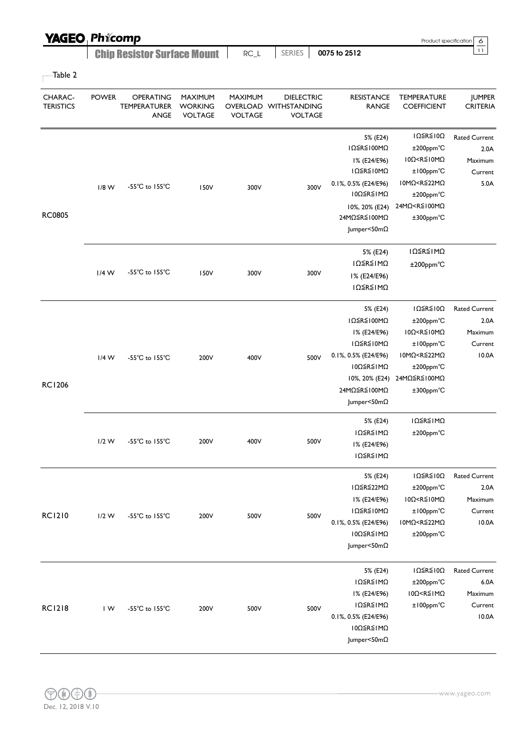Table 2

| CHARAC-TERISTICS | POWER | OPERATING TEMPERATURER ANGE | MAXIMUM WORKING VOLTAGE | MAXIMUM OVERLOAD VOLTAGE | DIELECTRIC WITHSTANDING VOLTAGE | RESISTANCE RANGE | TEMPERATURE COEFFICIENT | JUMPER CRITERIA |
|---|---|---|---|---|---|---|---|---|
| RC0805 | 1/8 W | -55°C to 155°C | 150V | 300V | 300V | 5% (E24) 1Ω≦R≦100MΩ 1% (E24/E96) 1Ω≦R≦10MΩ 0.1%, 0.5% (E24/E96) 10Ω≦R≦1MΩ 10%, 20% (E24) 24MΩ≦R≦100MΩ Jumper<50mΩ | 1Ω≦R≦10Ω ±200ppm°C 10Ω<R≦10MΩ ±100ppm°C 10MΩ<R≦22MΩ ±200ppm°C 24MΩ<R≦100MΩ ±300ppm°C | Rated Current 2.0A Maximum Current 5.0A |
| | 1/4 W | -55°C to 155°C | 150V | 300V | 300V | 5% (E24) 1Ω≦R≦1MΩ 1% (E24/E96) 1Ω≦R≦1MΩ | 1Ω≦R≦1MΩ ±200ppm°C | |
| RC1206 | 1/4 W | -55°C to 155°C | 200V | 400V | 500V | 5% (E24) 1Ω≦R≦100MΩ 1% (E24/E96) 1Ω≦R≦10MΩ 0.1%, 0.5% (E24/E96) 10Ω≦R≦1MΩ 10%, 20% (E24) 24MΩ≦R≦100MΩ Jumper<50mΩ | 1Ω≦R≦10Ω ±200ppm°C 10Ω<R≦10MΩ ±100ppm°C 10MΩ<R≦22MΩ ±200ppm°C 24MΩ≦R≦100MΩ ±300ppm°C | Rated Current 2.0A Maximum Current 10.0A |
| | 1/2 W | -55°C to 155°C | 200V | 400V | 500V | 5% (E24) 1Ω≦R≦1MΩ 1% (E24/E96) 1Ω≦R≦1MΩ | 1Ω≦R≦1MΩ ±200ppm°C | |
| RC1210 | 1/2 W | -55°C to 155°C | 200V | 500V | 500V | 5% (E24) 1Ω≦R≦22MΩ 1% (E24/E96) 1Ω≦R≦10MΩ 0.1%, 0.5% (E24/E96) 10Ω≦R≦1MΩ Jumper<50mΩ | 1Ω≦R≦10Ω ±200ppm°C 10Ω<R≦10MΩ ±100ppm°C 10MΩ<R≦22MΩ ±200ppm°C | Rated Current 2.0A Maximum Current 10.0A |
| RC1218 | 1 W | -55°C to 155°C | 200V | 500V | 500V | 5% (E24) 1Ω≦R≦1MΩ 1% (E24/E96) 1Ω≦R≦1MΩ 0.1%, 0.5% (E24/E96) 10Ω≦R≦1MΩ Jumper<50mΩ | 1Ω≦R≦10Ω ±200ppm°C 10Ω<R≦1MΩ ±100ppm°C | Rated Current 6.0A Maximum Current 10.0A |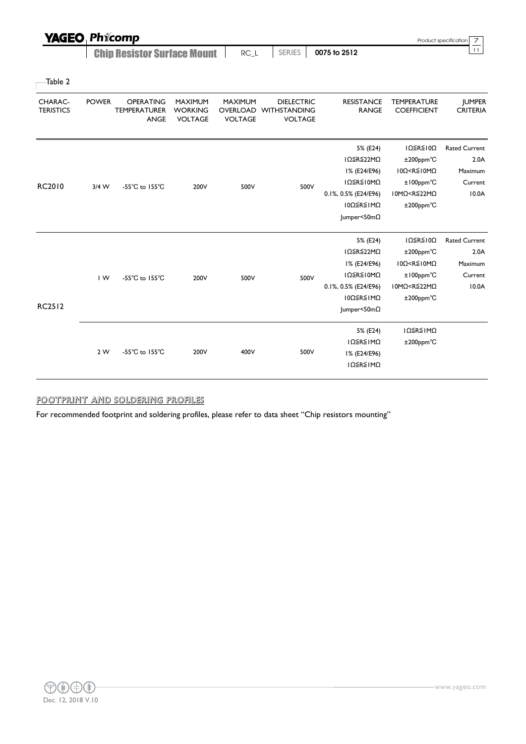Table 2

| CHARAC-TERISTICS | POWER | OPERATING TEMPERATURER ANGE | MAXIMUM WORKING VOLTAGE | MAXIMUM OVERLOAD VOLTAGE | DIELECTRIC WITHSTANDING VOLTAGE | RESISTANCE RANGE | TEMPERATURE COEFFICIENT | JUMPER CRITERIA |
|---|---|---|---|---|---|---|---|---|
| RC2010 | 3/4 W | -55°C to 155°C | 200V | 500V | 500V | 5% (E24) 1Ω≦R≦22MΩ 1% (E24/E96) 1Ω≦R≦10MΩ 0.1%, 0.5% (E24/E96) 10Ω≦R≦1MΩ Jumper<50mΩ | 1Ω≦R≦10Ω ±200ppm°C 10Ω<R≦10MΩ ±100ppm°C 10MΩ<R≦22MΩ ±200ppm°C | Rated Current 2.0A Maximum Current 10.0A |
| RC2512 | 1 W | -55°C to 155°C | 200V | 500V | 500V | 5% (E24) 1Ω≦R≦22MΩ 1% (E24/E96) 1Ω≦R≦10MΩ 0.1%, 0.5% (E24/E96) 10Ω≦R≦1MΩ Jumper<50mΩ | 1Ω≦R≦10Ω ±200ppm°C 10Ω<R≦10MΩ ±100ppm°C 10MΩ<R≦22MΩ ±200ppm°C | Rated Current 2.0A Maximum Current 10.0A |
| | 2 W | -55°C to 155°C | 200V | 400V | 500V | 5% (E24) 1Ω≦R≦1MΩ 1% (E24/E96) 1Ω≦R≦1MΩ | 1Ω≦R≦1MΩ ±200ppm°C | |

## FOOTPRINT AND SOLDERING PROFILES

For recommended footprint and soldering profiles, please refer to data sheet "Chip resistors mounting"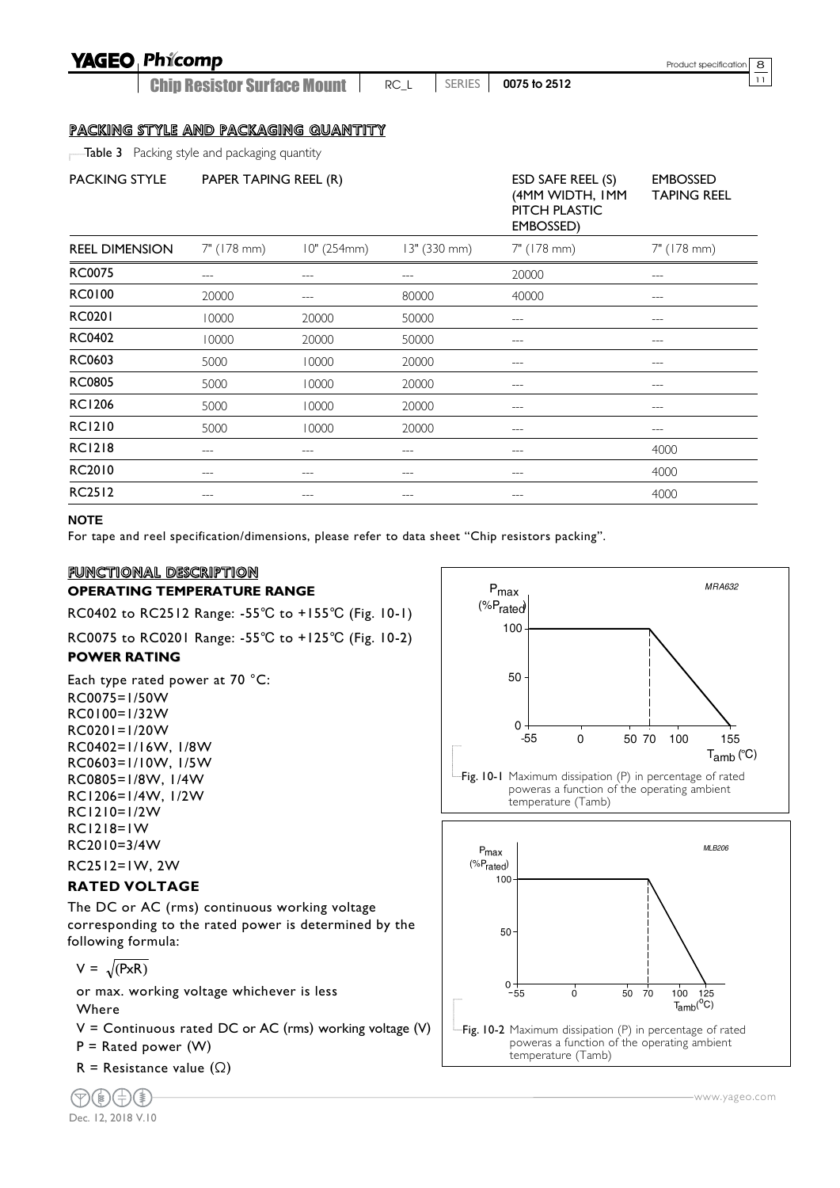## PACKING STYLE AND PACKAGING QUANTITY

Table 3 Packing style and packaging quantity

| PACKING STYLE | PAPER TAPING REEL (R) | | | ESD SAFE REEL (S) (4MM WIDTH, 1MM PITCH PLASTIC EMBOSSED) | EMBOSSED TAPING REEL |
|---|---|---|---|---|---|
| REEL DIMENSION | 7" (178 mm) | 10" (254mm) | 13" (330 mm) | 7" (178 mm) | 7" (178 mm) |
| RC0075 | --- | --- | --- | 20000 | --- |
| RC0100 | 20000 | --- | 80000 | 40000 | --- |
| RC0201 | 10000 | 20000 | 50000 | --- | --- |
| RC0402 | 10000 | 20000 | 50000 | --- | --- |
| RC0603 | 5000 | 10000 | 20000 | --- | --- |
| RC0805 | 5000 | 10000 | 20000 | --- | --- |
| RC1206 | 5000 | 10000 | 20000 | --- | --- |
| RC1210 | 5000 | 10000 | 20000 | --- | --- |
| RC1218 | --- | --- | --- | --- | 4000 |
| RC2010 | --- | --- | --- | --- | 4000 |
| RC2512 | --- | --- | --- | --- | 4000 |

**NOTE**

For tape and reel specification/dimensions, please refer to data sheet "Chip resistors packing".

## FUNCTIONAL DESCRIPTION

### OPERATING TEMPERATURE RANGE

RC0402 to RC2512 Range: -55℃ to +155℃ (Fig. 10-1)

RC0075 to RC0201 Range: -55℃ to +125℃ (Fig. 10-2)

### POWER RATING

Each type rated power at 70 °C:
RC0075=1/50W
RC0100=1/32W
RC0201=1/20W
RC0402=1/16W, 1/8W
RC0603=1/10W, 1/5W
RC0805=1/8W, 1/4W
RC1206=1/4W, 1/2W
RC1210=1/2W
RC1218=1W
RC2010=3/4W
RC2512=1W, 2W

### RATED VOLTAGE

The DC or AC (rms) continuous working voltage corresponding to the rated power is determined by the following formula:

$$V = \sqrt{(P \times R)}$$

or max. working voltage whichever is less

Where

V = Continuous rated DC or AC (rms) working voltage (V)

P = Rated power (W)

R = Resistance value (Ω)

Fig. 10-1 Maximum dissipation (P) in percentage of rated power as a function of the operating ambient temperature (Tamb)

Fig. 10-2 Maximum dissipation (P) in percentage of rated power as a function of the operating ambient temperature (Tamb)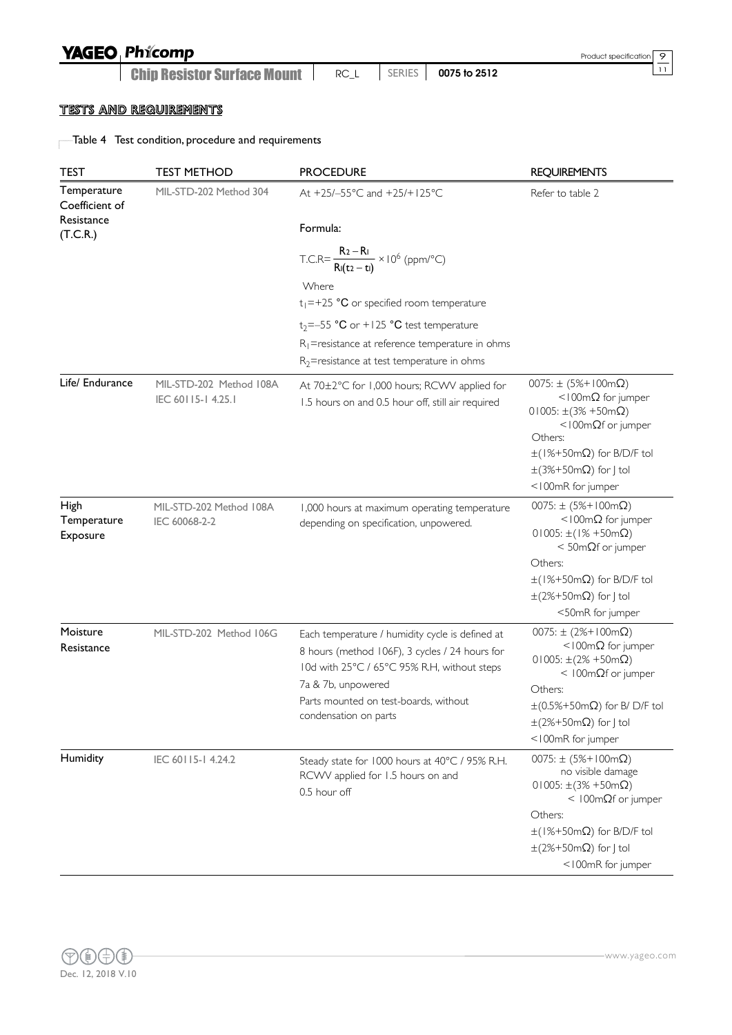## TESTS AND REQUIREMENTS

Table 4 Test condition, procedure and requirements

| TEST | TEST METHOD | PROCEDURE | REQUIREMENTS |
|---|---|---|---|
| Temperature Coefficient of Resistance (T.C.R.) | MIL-STD-202 Method 304 | At +25/–55°C and +25/+125°C<br><br>Formula:<br><br>$T.C.R = \frac{R_2 - R_1}{R_1(t_2 - t_1)} \times 10^6$ (ppm/°C)<br><br>Where<br>$t_1$=+25 °C or specified room temperature<br>$t_2$=–55 °C or +125 °C test temperature<br>$R_1$=resistance at reference temperature in ohms<br>$R_2$=resistance at test temperature in ohms | Refer to table 2 |
| Life/ Endurance | MIL-STD-202 Method 108A<br>IEC 60115-1 4.25.1 | At 70±2°C for 1,000 hours; RCWV applied for 1.5 hours on and 0.5 hour off, still air required | 0075: ± (5%+100mΩ)<br><100mΩ for jumper<br>01005: ±(3% +50mΩ)<br><100mΩf or jumper<br>Others:<br>±(1%+50mΩ) for B/D/F tol<br>±(3%+50mΩ) for J tol<br><100mR for jumper |
| High Temperature Exposure | MIL-STD-202 Method 108A<br>IEC 60068-2-2 | 1,000 hours at maximum operating temperature depending on specification, unpowered. | 0075: ± (5%+100mΩ)<br><100mΩ for jumper<br>01005: ±(1% +50mΩ)<br>< 50mΩf or jumper<br>Others:<br>±(1%+50mΩ) for B/D/F tol<br>±(2%+50mΩ) for J tol<br><50mR for jumper |
| Moisture Resistance | MIL-STD-202 Method 106G | Each temperature / humidity cycle is defined at 8 hours (method 106F), 3 cycles / 24 hours for 10d with 25°C / 65°C 95% R.H, without steps 7a & 7b, unpowered<br>Parts mounted on test-boards, without condensation on parts | 0075: ± (2%+100mΩ)<br><100mΩ for jumper<br>01005: ±(2% +50mΩ)<br>< 100mΩf or jumper<br>Others:<br>±(0.5%+50mΩ) for B/ D/F tol<br>±(2%+50mΩ) for J tol<br><100mR for jumper |
| Humidity | IEC 60115-1 4.24.2 | Steady state for 1000 hours at 40°C / 95% R.H. RCWV applied for 1.5 hours on and 0.5 hour off | 0075: ± (5%+100mΩ)<br>no visible damage<br>01005: ±(3% +50mΩ)<br>< 100mΩf or jumper<br>Others:<br>±(1%+50mΩ) for B/D/F tol<br>±(2%+50mΩ) for J tol<br><100mR for jumper |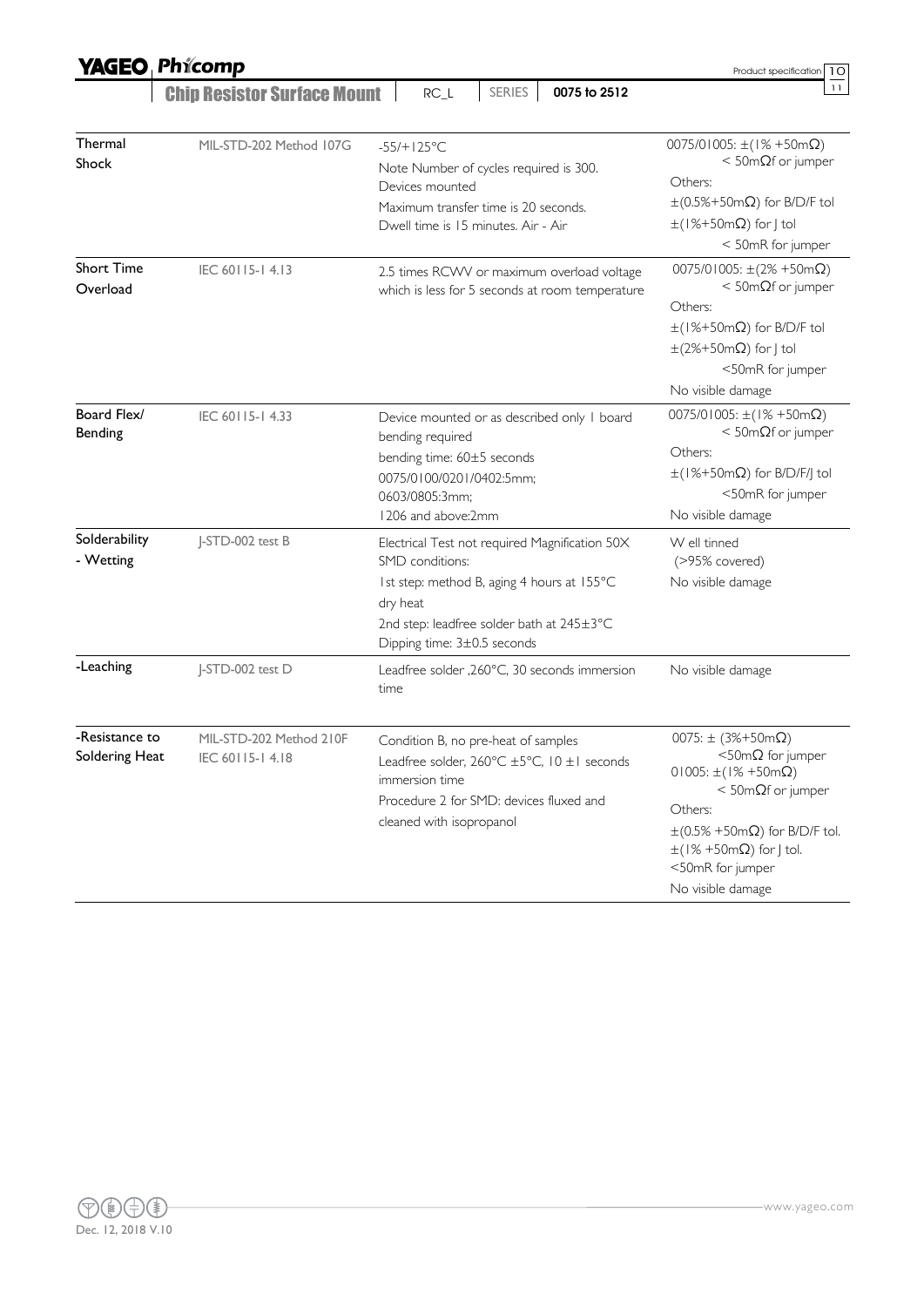| | | | |
|---|---|---|---|
| Thermal Shock | MIL-STD-202 Method 107G | -55/+125°C<br>Note Number of cycles required is 300.<br>Devices mounted<br>Maximum transfer time is 20 seconds.<br>Dwell time is 15 minutes. Air - Air | 0075/01005: ±(1% +50mΩ)<br>< 50mΩf or jumper<br>Others:<br>±(0.5%+50mΩ) for B/D/F tol<br>±(1%+50mΩ) for J tol<br>< 50mR for jumper |
| Short Time Overload | IEC 60115-1 4.13 | 2.5 times RCWV or maximum overload voltage which is less for 5 seconds at room temperature | 0075/01005: ±(2% +50mΩ)<br>< 50mΩf or jumper<br>Others:<br>±(1%+50mΩ) for B/D/F tol<br>±(2%+50mΩ) for J tol<br><50mR for jumper<br>No visible damage |
| Board Flex/ Bending | IEC 60115-1 4.33 | Device mounted or as described only 1 board bending required<br>bending time: 60±5 seconds<br>0075/0100/0201/0402:5mm;<br>0603/0805:3mm;<br>1206 and above:2mm | 0075/01005: ±(1% +50mΩ)<br>< 50mΩf or jumper<br>Others:<br>±(1%+50mΩ) for B/D/F/J tol<br><50mR for jumper<br>No visible damage |
| Solderability - Wetting | J-STD-002 test B | Electrical Test not required Magnification 50X<br>SMD conditions:<br>1st step: method B, aging 4 hours at 155°C dry heat<br>2nd step: leadfree solder bath at 245±3°C<br>Dipping time: 3±0.5 seconds | W ell tinned<br>(>95% covered)<br>No visible damage |
| -Leaching | J-STD-002 test D | Leadfree solder ,260°C, 30 seconds immersion time | No visible damage |
| -Resistance to Soldering Heat | MIL-STD-202 Method 210F<br>IEC 60115-1 4.18 | Condition B, no pre-heat of samples<br>Leadfree solder, 260°C ±5°C, 10 ±1 seconds immersion time<br>Procedure 2 for SMD: devices fluxed and cleaned with isopropanol | 0075: ± (3%+50mΩ)<br><50mΩ for jumper<br>01005: ±(1% +50mΩ)<br>< 50mΩf or jumper<br>Others:<br>±(0.5% +50mΩ) for B/D/F tol.<br>±(1% +50mΩ) for J tol.<br><50mR for jumper<br>No visible damage |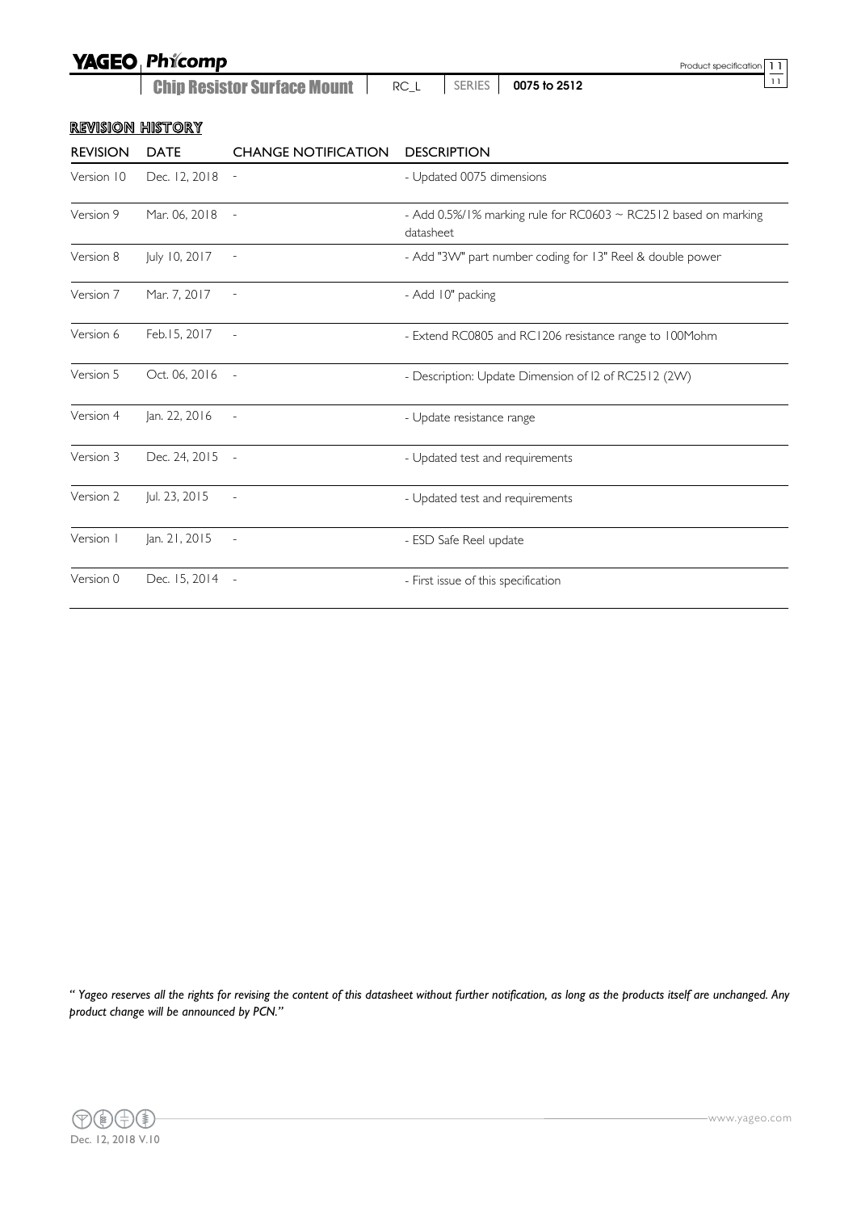## REVISION HISTORY

| REVISION | DATE | CHANGE NOTIFICATION | DESCRIPTION |
|---|---|---|---|
| Version 10 | Dec. 12, 2018 | - | - Updated 0075 dimensions |
| Version 9 | Mar. 06, 2018 | - | - Add 0.5%/1% marking rule for RC0603 ~ RC2512 based on marking datasheet |
| Version 8 | July 10, 2017 | - | - Add "3W" part number coding for 13" Reel & double power |
| Version 7 | Mar. 7, 2017 | - | - Add 10" packing |
| Version 6 | Feb.15, 2017 | - | - Extend RC0805 and RC1206 resistance range to 100Mohm |
| Version 5 | Oct. 06, 2016 | - | - Description: Update Dimension of l2 of RC2512 (2W) |
| Version 4 | Jan. 22, 2016 | - | - Update resistance range |
| Version 3 | Dec. 24, 2015 | - | - Updated test and requirements |
| Version 2 | Jul. 23, 2015 | - | - Updated test and requirements |
| Version 1 | Jan. 21, 2015 | - | - ESD Safe Reel update |
| Version 0 | Dec. 15, 2014 | - | - First issue of this specification |

*" Yageo reserves all the rights for revising the content of this datasheet without further notification, as long as the products itself are unchanged. Any product change will be announced by PCN."*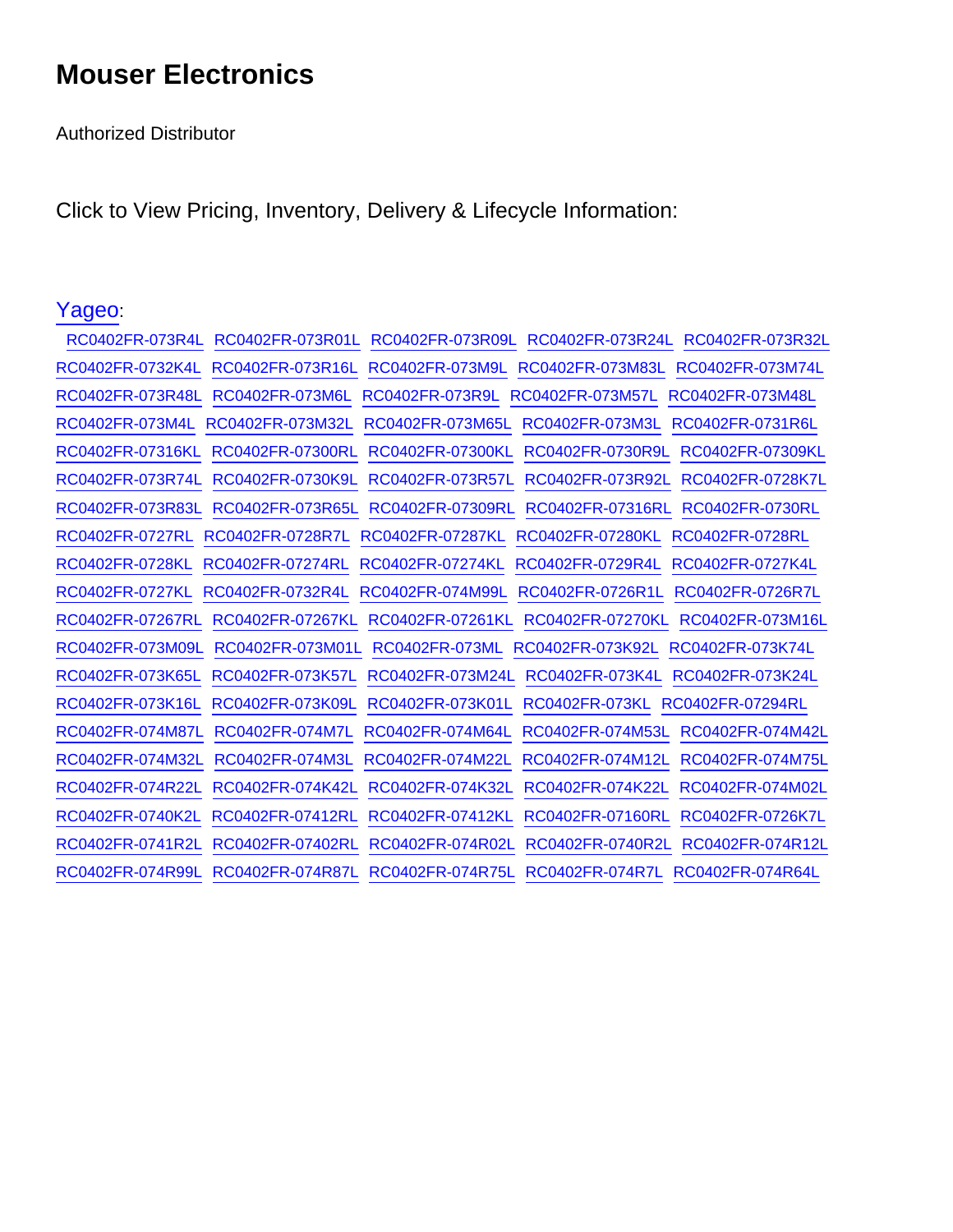# Mouser Electronics

Authorized Distributor

Click to View Pricing, Inventory, Delivery & Lifecycle Information:

Yageo:

RC0402FR-073R4L RC0402FR-073R01L RC0402FR-073R09L RC0402FR-073R24L RC0402FR-073R32L RC0402FR-0732K4L RC0402FR-073R16L RC0402FR-073M9L RC0402FR-073M83L RC0402FR-073M74L RC0402FR-073R48L RC0402FR-073M6L RC0402FR-073R9L RC0402FR-073M57L RC0402FR-073M48L RC0402FR-073M4L RC0402FR-073M32L RC0402FR-073M65L RC0402FR-073M3L RC0402FR-0731R6L RC0402FR-07316KL RC0402FR-07300RL RC0402FR-07300KL RC0402FR-0730R9L RC0402FR-07309KL RC0402FR-073R74L RC0402FR-0730K9L RC0402FR-073R57L RC0402FR-073R92L RC0402FR-0728K7L RC0402FR-073R83L RC0402FR-073R65L RC0402FR-07309RL RC0402FR-07316RL RC0402FR-0730RL RC0402FR-0727RL RC0402FR-0728R7L RC0402FR-07287KL RC0402FR-07280KL RC0402FR-0728RL RC0402FR-0728KL RC0402FR-07274RL RC0402FR-07274KL RC0402FR-0729R4L RC0402FR-0727K4L RC0402FR-0727KL RC0402FR-0732R4L RC0402FR-074M99L RC0402FR-0726R1L RC0402FR-0726R7L RC0402FR-07267RL RC0402FR-07267KL RC0402FR-07261KL RC0402FR-07270KL RC0402FR-073M16L RC0402FR-073M09L RC0402FR-073M01L RC0402FR-073ML RC0402FR-073K92L RC0402FR-073K74L RC0402FR-073K65L RC0402FR-073K57L RC0402FR-073M24L RC0402FR-073K4L RC0402FR-073K24L RC0402FR-073K16L RC0402FR-073K09L RC0402FR-073K01L RC0402FR-073KL RC0402FR-07294RL RC0402FR-074M87L RC0402FR-074M7L RC0402FR-074M64L RC0402FR-074M53L RC0402FR-074M42L RC0402FR-074M32L RC0402FR-074M3L RC0402FR-074M22L RC0402FR-074M12L RC0402FR-074M75L RC0402FR-074R22L RC0402FR-074K42L RC0402FR-074K32L RC0402FR-074K22L RC0402FR-074M02L RC0402FR-0740K2L RC0402FR-07412RL RC0402FR-07412KL RC0402FR-07160RL RC0402FR-0726K7L RC0402FR-0741R2L RC0402FR-07402RL RC0402FR-074R02L RC0402FR-0740R2L RC0402FR-074R12L RC0402FR-074R99L RC0402FR-074R87L RC0402FR-074R75L RC0402FR-074R7L RC0402FR-074R64L